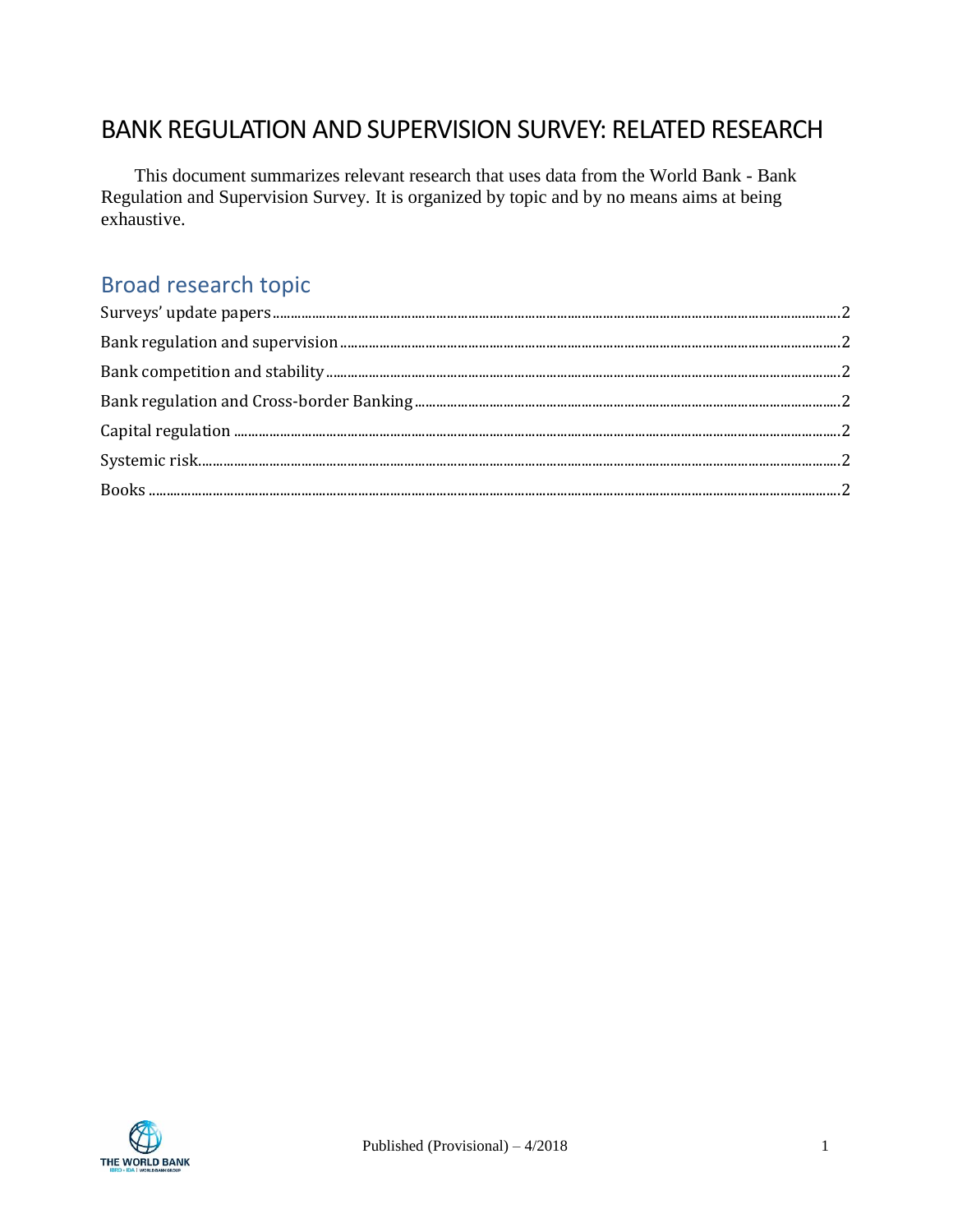# BANK REGULATION AND SUPERVISION SURVEY: RELATED RESEARCH

This document summarizes relevant research that uses data from the World Bank - Bank Regulation and Supervision Survey. It is organized by topic and by no means aims at being exhaustive.

## Broad research topic

- Surveys' update papers ........ 2
- Bank regulation and supervision ........ 2
- Bank competition and stability ........ 2
- Bank regulation and Cross-border Banking ........ 2
- Capital regulation ........ 2
- Systemic risk ........ 2
- Books ........ 2

Published (Provisional) – 4/2018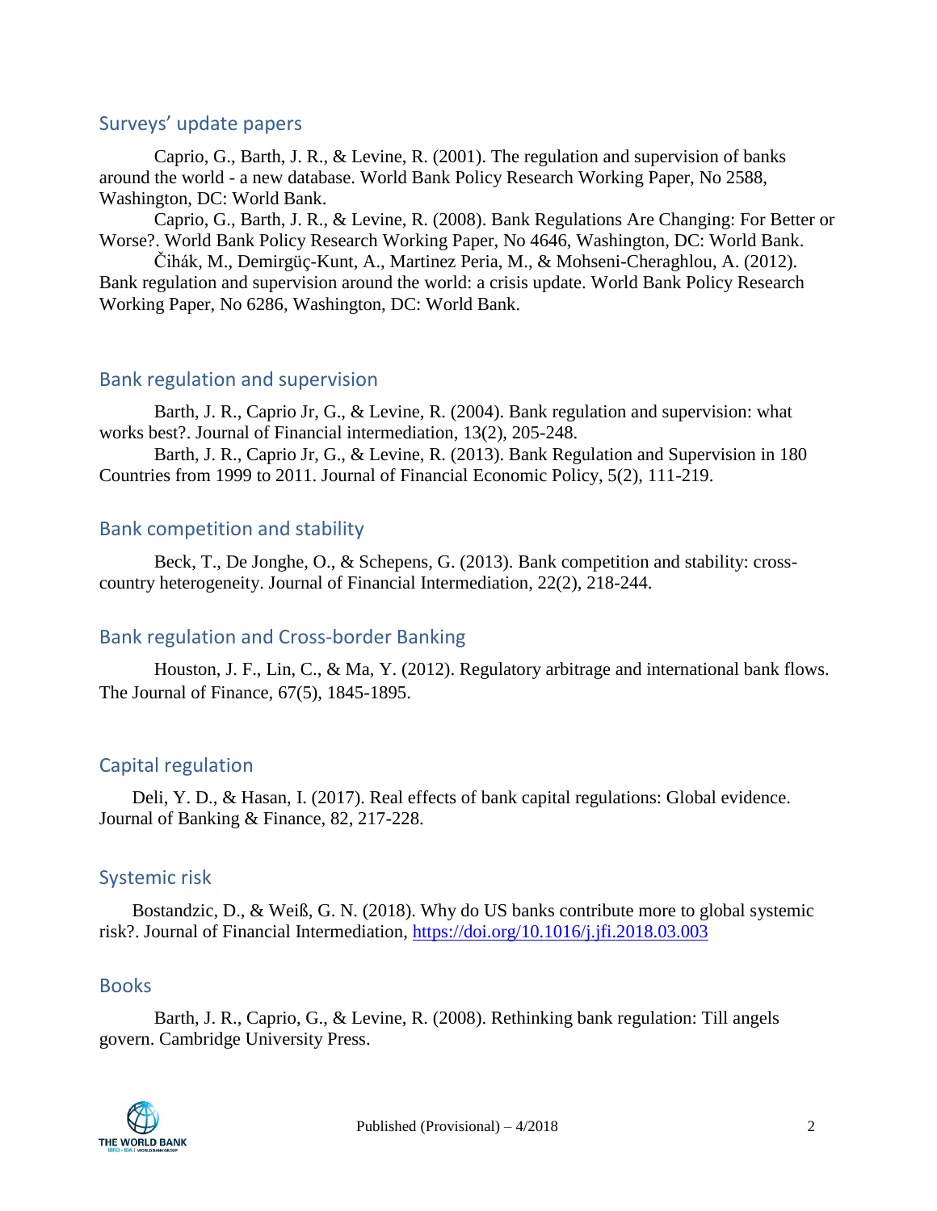## Surveys' update papers

Caprio, G., Barth, J. R., & Levine, R. (2001). The regulation and supervision of banks around the world - a new database. World Bank Policy Research Working Paper, No 2588, Washington, DC: World Bank.

Caprio, G., Barth, J. R., & Levine, R. (2008). Bank Regulations Are Changing: For Better or Worse?. World Bank Policy Research Working Paper, No 4646, Washington, DC: World Bank.

Čihák, M., Demirgüç-Kunt, A., Martinez Peria, M., & Mohseni-Cheraghlou, A. (2012). Bank regulation and supervision around the world: a crisis update. World Bank Policy Research Working Paper, No 6286, Washington, DC: World Bank.

## Bank regulation and supervision

Barth, J. R., Caprio Jr, G., & Levine, R. (2004). Bank regulation and supervision: what works best?. Journal of Financial intermediation, 13(2), 205-248.

Barth, J. R., Caprio Jr, G., & Levine, R. (2013). Bank Regulation and Supervision in 180 Countries from 1999 to 2011. Journal of Financial Economic Policy, 5(2), 111-219.

## Bank competition and stability

Beck, T., De Jonghe, O., & Schepens, G. (2013). Bank competition and stability: cross-country heterogeneity. Journal of Financial Intermediation, 22(2), 218-244.

## Bank regulation and Cross-border Banking

Houston, J. F., Lin, C., & Ma, Y. (2012). Regulatory arbitrage and international bank flows. The Journal of Finance, 67(5), 1845-1895.

## Capital regulation

Deli, Y. D., & Hasan, I. (2017). Real effects of bank capital regulations: Global evidence. Journal of Banking & Finance, 82, 217-228.

## Systemic risk

Bostandzic, D., & Weiß, G. N. (2018). Why do US banks contribute more to global systemic risk?. Journal of Financial Intermediation, https://doi.org/10.1016/j.jfi.2018.03.003

## Books

Barth, J. R., Caprio, G., & Levine, R. (2008). Rethinking bank regulation: Till angels govern. Cambridge University Press.